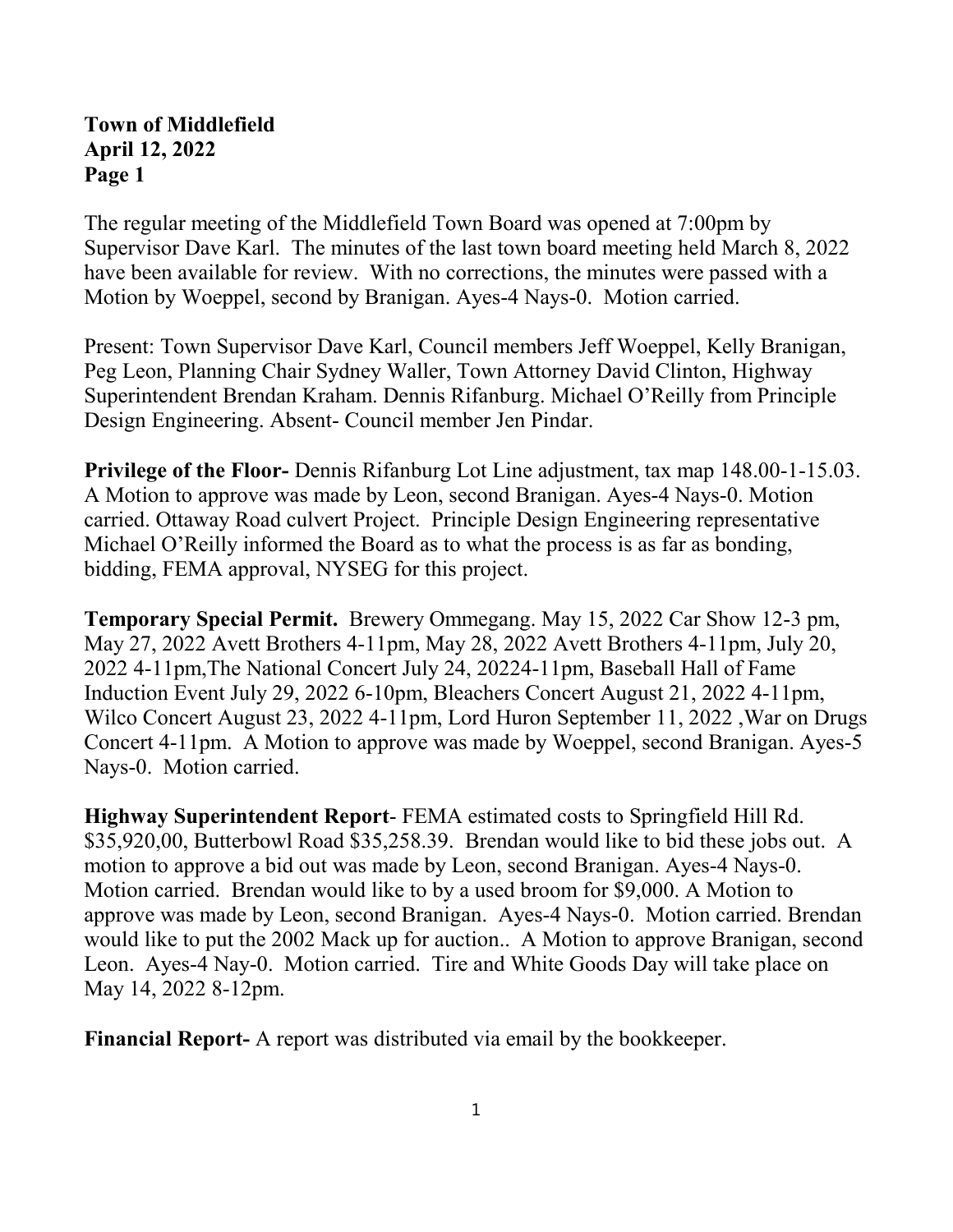**Town of Middlefield**
**April 12, 2022**
**Page 1**

The regular meeting of the Middlefield Town Board was opened at 7:00pm by Supervisor Dave Karl. The minutes of the last town board meeting held March 8, 2022 have been available for review. With no corrections, the minutes were passed with a Motion by Woeppel, second by Branigan. Ayes-4 Nays-0. Motion carried.

Present: Town Supervisor Dave Karl, Council members Jeff Woeppel, Kelly Branigan, Peg Leon, Planning Chair Sydney Waller, Town Attorney David Clinton, Highway Superintendent Brendan Kraham. Dennis Rifanburg. Michael O'Reilly from Principle Design Engineering. Absent- Council member Jen Pindar.

**Privilege of the Floor-** Dennis Rifanburg Lot Line adjustment, tax map 148.00-1-15.03. A Motion to approve was made by Leon, second Branigan. Ayes-4 Nays-0. Motion carried. Ottaway Road culvert Project. Principle Design Engineering representative Michael O'Reilly informed the Board as to what the process is as far as bonding, bidding, FEMA approval, NYSEG for this project.

**Temporary Special Permit.** Brewery Ommegang. May 15, 2022 Car Show 12-3 pm, May 27, 2022 Avett Brothers 4-11pm, May 28, 2022 Avett Brothers 4-11pm, July 20, 2022 4-11pm,The National Concert July 24, 20224-11pm, Baseball Hall of Fame Induction Event July 29, 2022 6-10pm, Bleachers Concert August 21, 2022 4-11pm, Wilco Concert August 23, 2022 4-11pm, Lord Huron September 11, 2022 ,War on Drugs Concert 4-11pm. A Motion to approve was made by Woeppel, second Branigan. Ayes-5 Nays-0. Motion carried.

**Highway Superintendent Report**- FEMA estimated costs to Springfield Hill Rd. $35,920,00, Butterbowl Road $35,258.39. Brendan would like to bid these jobs out. A motion to approve a bid out was made by Leon, second Branigan. Ayes-4 Nays-0. Motion carried. Brendan would like to by a used broom for $9,000. A Motion to approve was made by Leon, second Branigan. Ayes-4 Nays-0. Motion carried. Brendan would like to put the 2002 Mack up for auction.. A Motion to approve Branigan, second Leon. Ayes-4 Nay-0. Motion carried. Tire and White Goods Day will take place on May 14, 2022 8-12pm.

**Financial Report-** A report was distributed via email by the bookkeeper.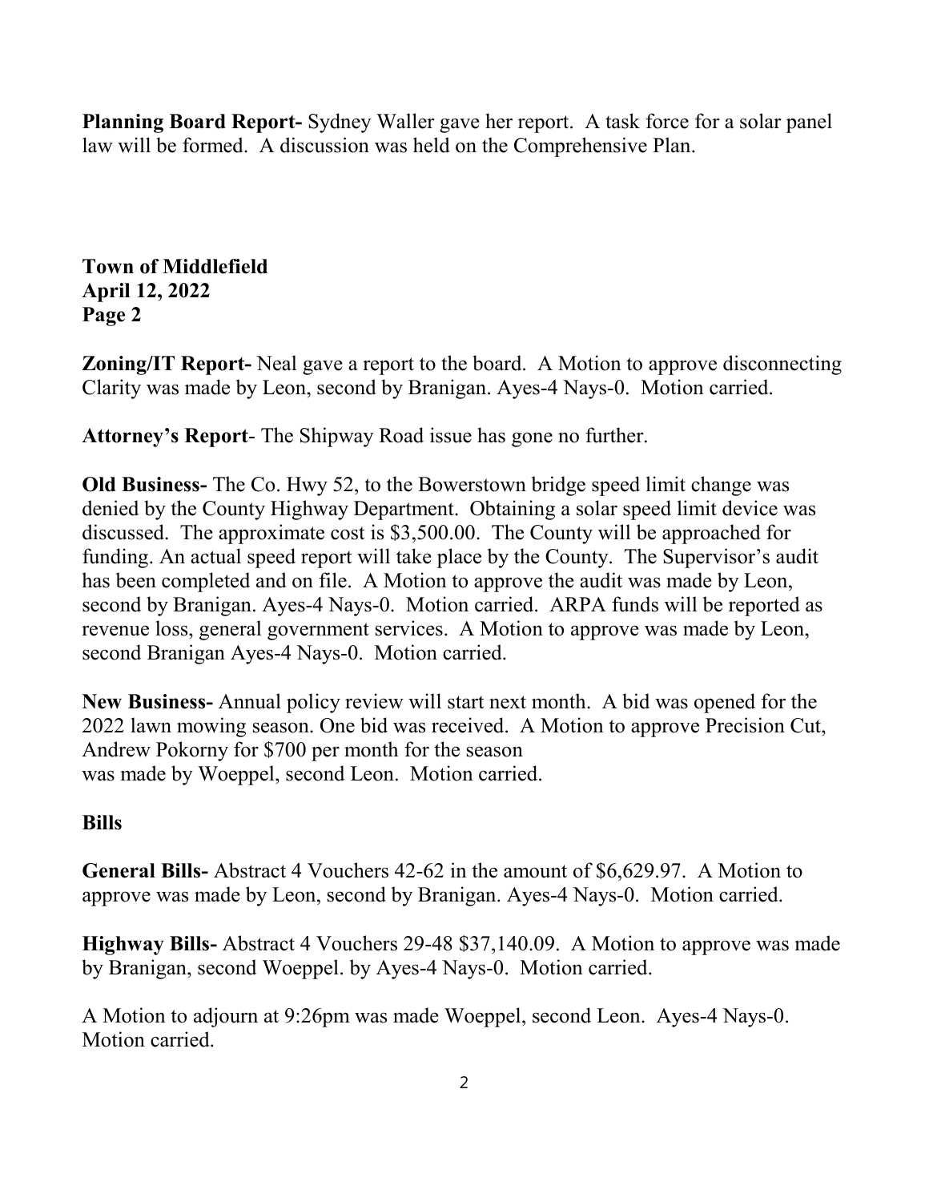**Planning Board Report-** Sydney Waller gave her report. A task force for a solar panel law will be formed. A discussion was held on the Comprehensive Plan.

**Town of Middlefield**
**April 12, 2022**
**Page 2**

**Zoning/IT Report-** Neal gave a report to the board. A Motion to approve disconnecting Clarity was made by Leon, second by Branigan. Ayes-4 Nays-0. Motion carried.

**Attorney's Report**- The Shipway Road issue has gone no further.

**Old Business-** The Co. Hwy 52, to the Bowerstown bridge speed limit change was denied by the County Highway Department. Obtaining a solar speed limit device was discussed. The approximate cost is $3,500.00. The County will be approached for funding. An actual speed report will take place by the County. The Supervisor's audit has been completed and on file. A Motion to approve the audit was made by Leon, second by Branigan. Ayes-4 Nays-0. Motion carried. ARPA funds will be reported as revenue loss, general government services. A Motion to approve was made by Leon, second Branigan Ayes-4 Nays-0. Motion carried.

**New Business-** Annual policy review will start next month. A bid was opened for the 2022 lawn mowing season. One bid was received. A Motion to approve Precision Cut, Andrew Pokorny for $700 per month for the season
was made by Woeppel, second Leon. Motion carried.

**Bills**

**General Bills-** Abstract 4 Vouchers 42-62 in the amount of $6,629.97. A Motion to approve was made by Leon, second by Branigan. Ayes-4 Nays-0. Motion carried.

**Highway Bills-** Abstract 4 Vouchers 29-48 $37,140.09. A Motion to approve was made by Branigan, second Woeppel. by Ayes-4 Nays-0. Motion carried.

A Motion to adjourn at 9:26pm was made Woeppel, second Leon. Ayes-4 Nays-0. Motion carried.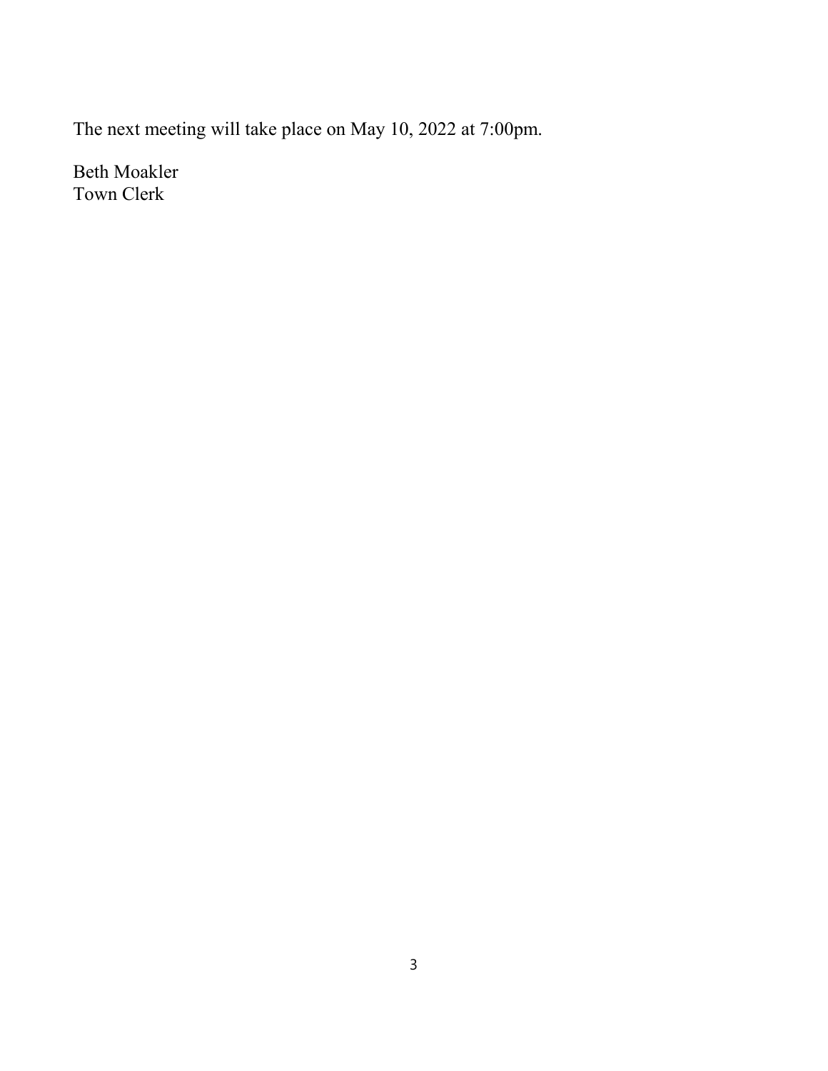The next meeting will take place on May 10, 2022 at 7:00pm.

Beth Moakler
Town Clerk